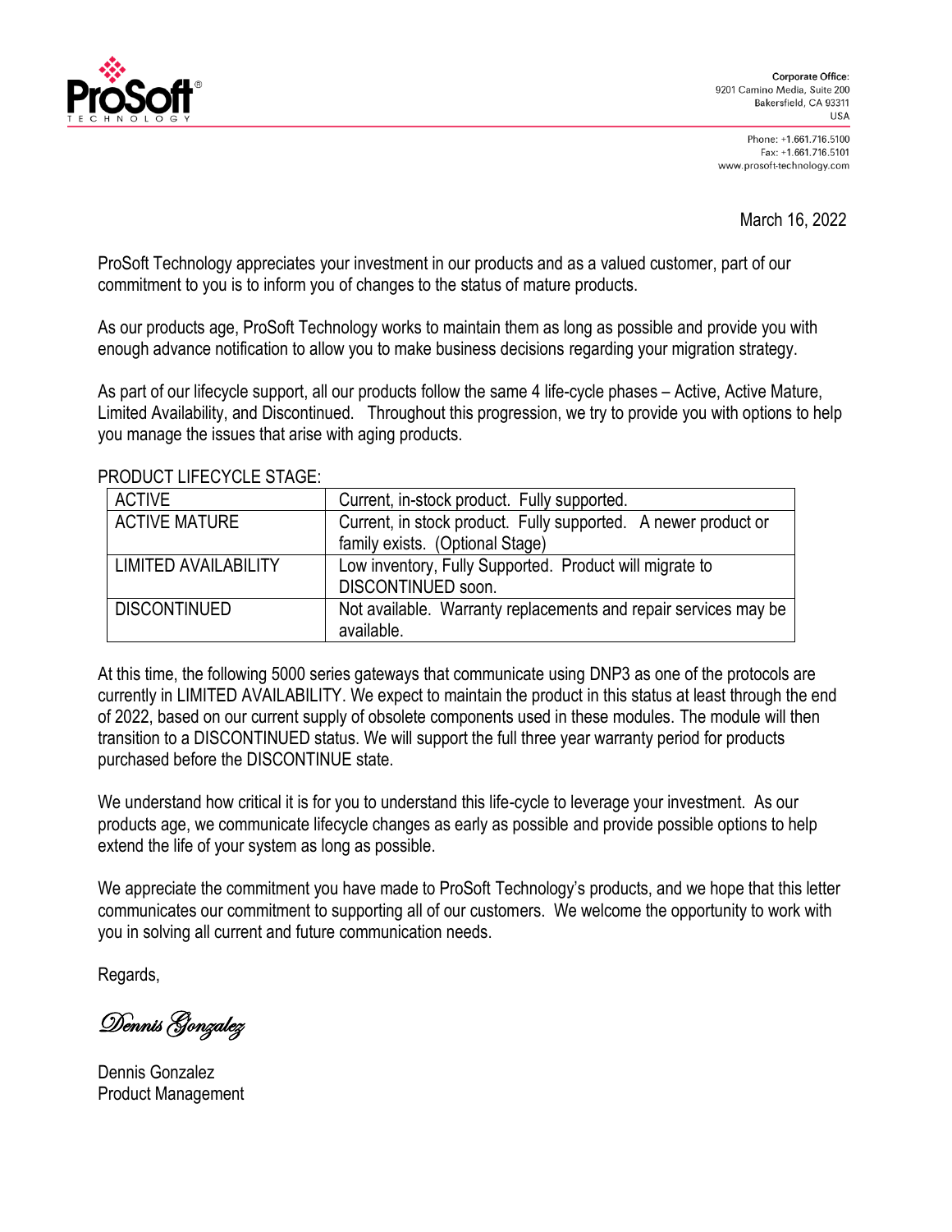Corporate Office:
9201 Camino Media, Suite 200
Bakersfield, CA 93311
USA

Phone: +1.661.716.5100
Fax: +1.661.716.5101
www.prosoft-technology.com

March 16, 2022

ProSoft Technology appreciates your investment in our products and as a valued customer, part of our commitment to you is to inform you of changes to the status of mature products.

As our products age, ProSoft Technology works to maintain them as long as possible and provide you with enough advance notification to allow you to make business decisions regarding your migration strategy.

As part of our lifecycle support, all our products follow the same 4 life-cycle phases – Active, Active Mature, Limited Availability, and Discontinued. Throughout this progression, we try to provide you with options to help you manage the issues that arise with aging products.

PRODUCT LIFECYCLE STAGE:

| | |
|---|---|
| ACTIVE | Current, in-stock product. Fully supported. |
| ACTIVE MATURE | Current, in stock product. Fully supported. A newer product or family exists. (Optional Stage) |
| LIMITED AVAILABILITY | Low inventory, Fully Supported. Product will migrate to DISCONTINUED soon. |
| DISCONTINUED | Not available. Warranty replacements and repair services may be available. |

At this time, the following 5000 series gateways that communicate using DNP3 as one of the protocols are currently in LIMITED AVAILABILITY. We expect to maintain the product in this status at least through the end of 2022, based on our current supply of obsolete components used in these modules. The module will then transition to a DISCONTINUED status. We will support the full three year warranty period for products purchased before the DISCONTINUE state.

We understand how critical it is for you to understand this life-cycle to leverage your investment. As our products age, we communicate lifecycle changes as early as possible and provide possible options to help extend the life of your system as long as possible.

We appreciate the commitment you have made to ProSoft Technology's products, and we hope that this letter communicates our commitment to supporting all of our customers. We welcome the opportunity to work with you in solving all current and future communication needs.

Regards,

*Dennis Gonzalez*

Dennis Gonzalez
Product Management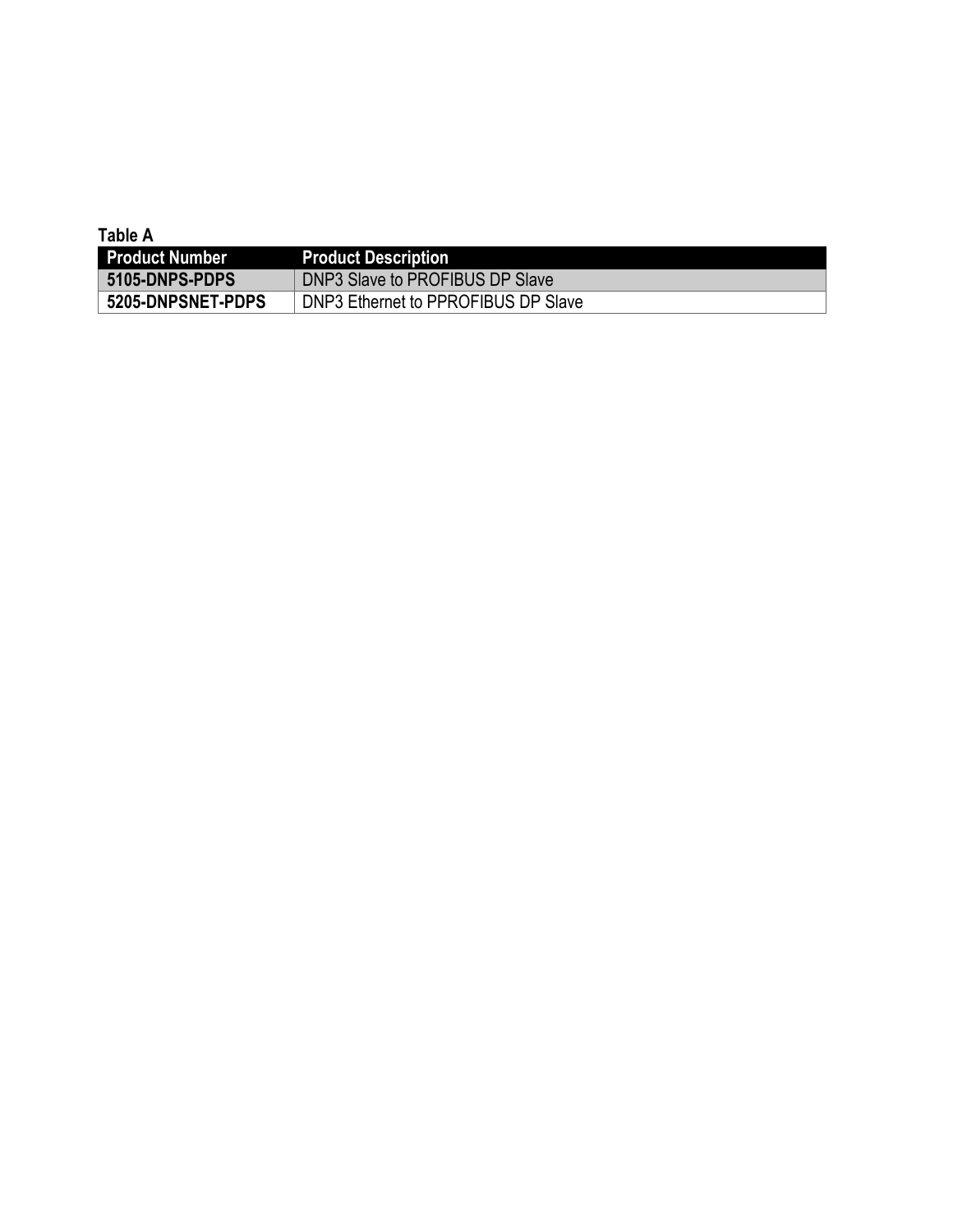**Table A**

| Product Number | Product Description |
| --- | --- |
| **5105-DNPS-PDPS** | DNP3 Slave to PROFIBUS DP Slave |
| **5205-DNPSNET-PDPS** | DNP3 Ethernet to PPROFIBUS DP Slave |